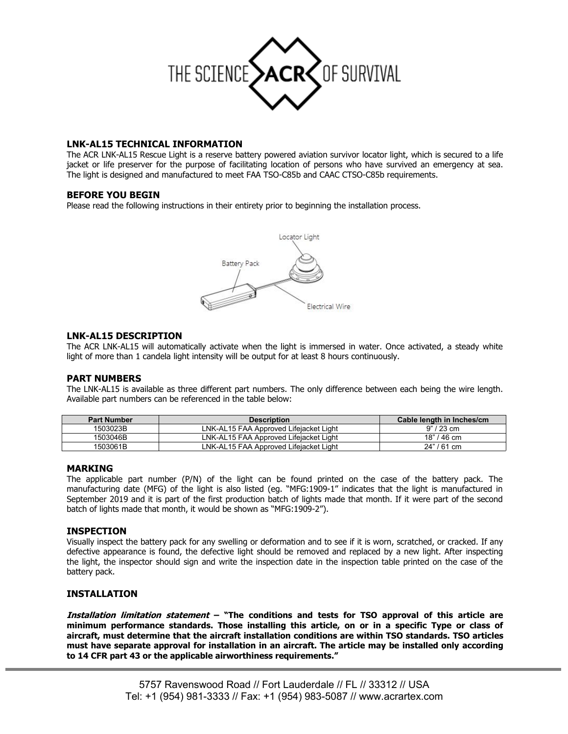## LNK-AL15 TECHNICAL INFORMATION

The ACR LNK-AL15 Rescue Light is a reserve battery powered aviation survivor locator light, which is secured to a life jacket or life preserver for the purpose of facilitating location of persons who have survived an emergency at sea. The light is designed and manufactured to meet FAA TSO-C85b and CAAC CTSO-C85b requirements.

## BEFORE YOU BEGIN

Please read the following instructions in their entirety prior to beginning the installation process.

## LNK-AL15 DESCRIPTION

The ACR LNK-AL15 will automatically activate when the light is immersed in water. Once activated, a steady white light of more than 1 candela light intensity will be output for at least 8 hours continuously.

## PART NUMBERS

The LNK-AL15 is available as three different part numbers. The only difference between each being the wire length. Available part numbers can be referenced in the table below:

| Part Number | Description | Cable length in Inches/cm |
|---|---|---|
| 1503023B | LNK-AL15 FAA Approved Lifejacket Light | 9" / 23 cm |
| 1503046B | LNK-AL15 FAA Approved Lifejacket Light | 18" / 46 cm |
| 1503061B | LNK-AL15 FAA Approved Lifejacket Light | 24" / 61 cm |

## MARKING

The applicable part number (P/N) of the light can be found printed on the case of the battery pack. The manufacturing date (MFG) of the light is also listed (eg. "MFG:1909-1" indicates that the light is manufactured in September 2019 and it is part of the first production batch of lights made that month. If it were part of the second batch of lights made that month, it would be shown as "MFG:1909-2").

## INSPECTION

Visually inspect the battery pack for any swelling or deformation and to see if it is worn, scratched, or cracked. If any defective appearance is found, the defective light should be removed and replaced by a new light. After inspecting the light, the inspector should sign and write the inspection date in the inspection table printed on the case of the battery pack.

## INSTALLATION

***Installation limitation statement* – "The conditions and tests for TSO approval of this article are minimum performance standards. Those installing this article, on or in a specific Type or class of aircraft, must determine that the aircraft installation conditions are within TSO standards. TSO articles must have separate approval for installation in an aircraft. The article may be installed only according to 14 CFR part 43 or the applicable airworthiness requirements."**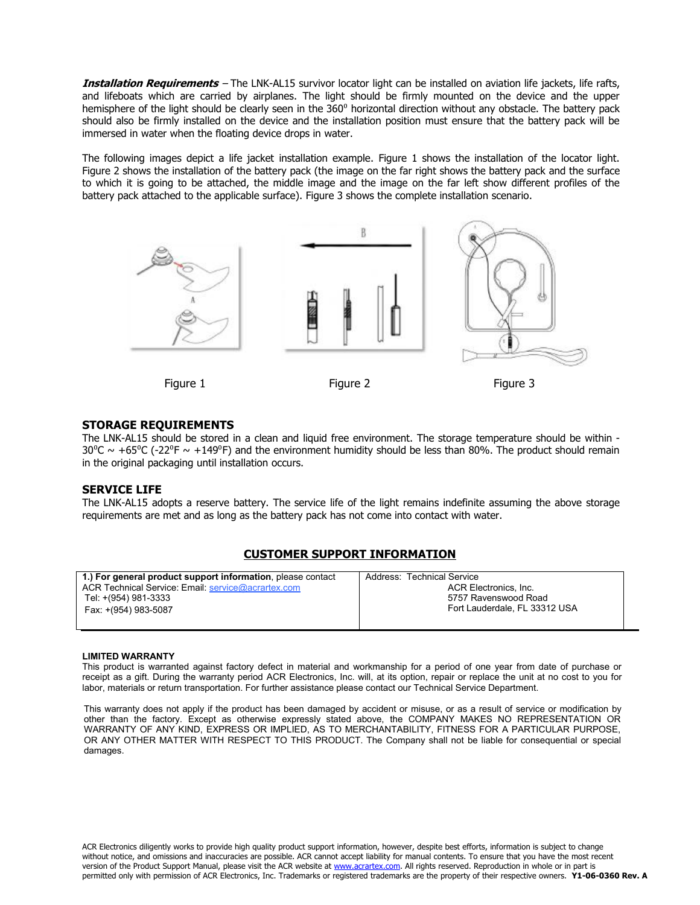***Installation Requirements*** – The LNK-AL15 survivor locator light can be installed on aviation life jackets, life rafts, and lifeboats which are carried by airplanes. The light should be firmly mounted on the device and the upper hemisphere of the light should be clearly seen in the 360$^{0}$ horizontal direction without any obstacle. The battery pack should also be firmly installed on the device and the installation position must ensure that the battery pack will be immersed in water when the floating device drops in water.

The following images depict a life jacket installation example. Figure 1 shows the installation of the locator light. Figure 2 shows the installation of the battery pack (the image on the far right shows the battery pack and the surface to which it is going to be attached, the middle image and the image on the far left show different profiles of the battery pack attached to the applicable surface). Figure 3 shows the complete installation scenario.

A

Figure 1

B

Figure 2

Figure 3

## STORAGE REQUIREMENTS

The LNK-AL15 should be stored in a clean and liquid free environment. The storage temperature should be within -30$^{0}$C ~ +65$^{0}$C (-22$^{0}$F ~ +149$^{0}$F) and the environment humidity should be less than 80%. The product should remain in the original packaging until installation occurs.

## SERVICE LIFE

The LNK-AL15 adopts a reserve battery. The service life of the light remains indefinite assuming the above storage requirements are met and as long as the battery pack has not come into contact with water.

## CUSTOMER SUPPORT INFORMATION

| | |
|---|---|
| **1.) For general product support information**, please contact<br>ACR Technical Service: Email: service@acrartex.com<br>Tel: +(954) 981-3333<br>Fax: +(954) 983-5087 | Address: Technical Service<br>ACR Electronics, Inc.<br>5757 Ravenswood Road<br>Fort Lauderdale, FL 33312 USA |

**LIMITED WARRANTY**

This product is warranted against factory defect in material and workmanship for a period of one year from date of purchase or receipt as a gift. During the warranty period ACR Electronics, Inc. will, at its option, repair or replace the unit at no cost to you for labor, materials or return transportation. For further assistance please contact our Technical Service Department.

This warranty does not apply if the product has been damaged by accident or misuse, or as a result of service or modification by other than the factory. Except as otherwise expressly stated above, the COMPANY MAKES NO REPRESENTATION OR WARRANTY OF ANY KIND, EXPRESS OR IMPLIED, AS TO MERCHANTABILITY, FITNESS FOR A PARTICULAR PURPOSE, OR ANY OTHER MATTER WITH RESPECT TO THIS PRODUCT. The Company shall not be liable for consequential or special damages.

ACR Electronics diligently works to provide high quality product support information, however, despite best efforts, information is subject to change without notice, and omissions and inaccuracies are possible. ACR cannot accept liability for manual contents. To ensure that you have the most recent version of the Product Support Manual, please visit the ACR website at www.acrartex.com. All rights reserved. Reproduction in whole or in part is permitted only with permission of ACR Electronics, Inc. Trademarks or registered trademarks are the property of their respective owners. **Y1-06-0360 Rev. A**